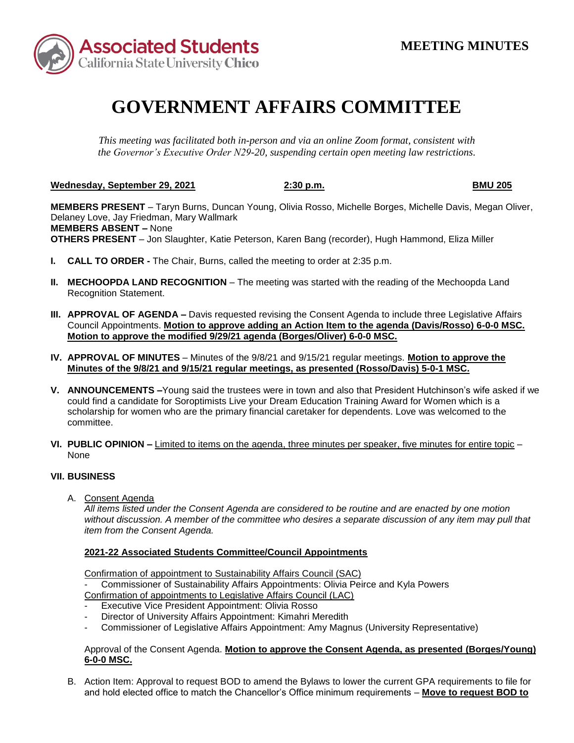**MEETING MINUTES**

# GOVERNMENT AFFAIRS COMMITTEE

*This meeting was facilitated both in-person and via an online Zoom format, consistent with the Governor's Executive Order N29-20, suspending certain open meeting law restrictions.*

**Wednesday, September 29, 2021** **2:30 p.m.** **BMU 205**

**MEMBERS PRESENT** – Taryn Burns, Duncan Young, Olivia Rosso, Michelle Borges, Michelle Davis, Megan Oliver, Delaney Love, Jay Friedman, Mary Wallmark
**MEMBERS ABSENT –** None
**OTHERS PRESENT** – Jon Slaughter, Katie Peterson, Karen Bang (recorder), Hugh Hammond, Eliza Miller

**I. CALL TO ORDER -** The Chair, Burns, called the meeting to order at 2:35 p.m.

**II. MECHOOPDA LAND RECOGNITION** – The meeting was started with the reading of the Mechoopda Land Recognition Statement.

**III. APPROVAL OF AGENDA –** Davis requested revising the Consent Agenda to include three Legislative Affairs Council Appointments. **Motion to approve adding an Action Item to the agenda (Davis/Rosso) 6-0-0 MSC. Motion to approve the modified 9/29/21 agenda (Borges/Oliver) 6-0-0 MSC.**

**IV. APPROVAL OF MINUTES** – Minutes of the 9/8/21 and 9/15/21 regular meetings. **Motion to approve the Minutes of the 9/8/21 and 9/15/21 regular meetings, as presented (Rosso/Davis) 5-0-1 MSC.**

**V. ANNOUNCEMENTS –**Young said the trustees were in town and also that President Hutchinson's wife asked if we could find a candidate for Soroptimists Live your Dream Education Training Award for Women which is a scholarship for women who are the primary financial caretaker for dependents. Love was welcomed to the committee.

**VI. PUBLIC OPINION –** Limited to items on the agenda, three minutes per speaker, five minutes for entire topic – None

**VII. BUSINESS**

A. Consent Agenda
*All items listed under the Consent Agenda are considered to be routine and are enacted by one motion without discussion. A member of the committee who desires a separate discussion of any item may pull that item from the Consent Agenda.*

**2021-22 Associated Students Committee/Council Appointments**

Confirmation of appointment to Sustainability Affairs Council (SAC)
- Commissioner of Sustainability Affairs Appointments: Olivia Peirce and Kyla Powers

Confirmation of appointments to Legislative Affairs Council (LAC)
- Executive Vice President Appointment: Olivia Rosso
- Director of University Affairs Appointment: Kimahri Meredith
- Commissioner of Legislative Affairs Appointment: Amy Magnus (University Representative)

Approval of the Consent Agenda. **Motion to approve the Consent Agenda, as presented (Borges/Young) 6-0-0 MSC.**

B. Action Item: Approval to request BOD to amend the Bylaws to lower the current GPA requirements to file for and hold elected office to match the Chancellor's Office minimum requirements – **Move to request BOD to**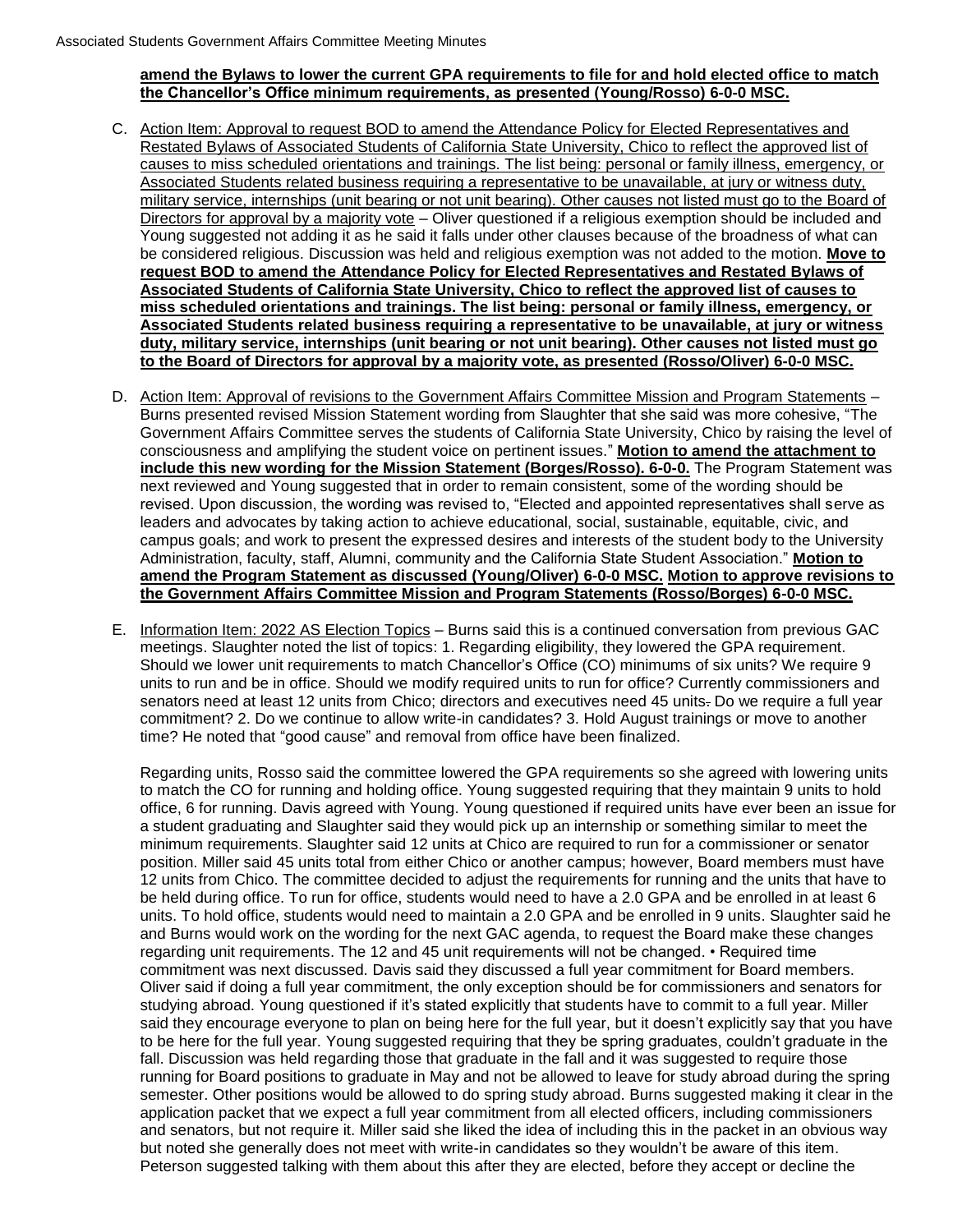**amend the Bylaws to lower the current GPA requirements to file for and hold elected office to match the Chancellor's Office minimum requirements, as presented (Young/Rosso) 6-0-0 MSC.**

C. Action Item: Approval to request BOD to amend the Attendance Policy for Elected Representatives and Restated Bylaws of Associated Students of California State University, Chico to reflect the approved list of causes to miss scheduled orientations and trainings. The list being: personal or family illness, emergency, or Associated Students related business requiring a representative to be unavailable, at jury or witness duty, military service, internships (unit bearing or not unit bearing). Other causes not listed must go to the Board of Directors for approval by a majority vote – Oliver questioned if a religious exemption should be included and Young suggested not adding it as he said it falls under other clauses because of the broadness of what can be considered religious. Discussion was held and religious exemption was not added to the motion. **Move to request BOD to amend the Attendance Policy for Elected Representatives and Restated Bylaws of Associated Students of California State University, Chico to reflect the approved list of causes to miss scheduled orientations and trainings. The list being: personal or family illness, emergency, or Associated Students related business requiring a representative to be unavailable, at jury or witness duty, military service, internships (unit bearing or not unit bearing). Other causes not listed must go to the Board of Directors for approval by a majority vote, as presented (Rosso/Oliver) 6-0-0 MSC.**

D. Action Item: Approval of revisions to the Government Affairs Committee Mission and Program Statements – Burns presented revised Mission Statement wording from Slaughter that she said was more cohesive, "The Government Affairs Committee serves the students of California State University, Chico by raising the level of consciousness and amplifying the student voice on pertinent issues." **Motion to amend the attachment to include this new wording for the Mission Statement (Borges/Rosso). 6-0-0.** The Program Statement was next reviewed and Young suggested that in order to remain consistent, some of the wording should be revised. Upon discussion, the wording was revised to, "Elected and appointed representatives shall serve as leaders and advocates by taking action to achieve educational, social, sustainable, equitable, civic, and campus goals; and work to present the expressed desires and interests of the student body to the University Administration, faculty, staff, Alumni, community and the California State Student Association." **Motion to amend the Program Statement as discussed (Young/Oliver) 6-0-0 MSC. Motion to approve revisions to the Government Affairs Committee Mission and Program Statements (Rosso/Borges) 6-0-0 MSC.**

E. Information Item: 2022 AS Election Topics – Burns said this is a continued conversation from previous GAC meetings. Slaughter noted the list of topics: 1. Regarding eligibility, they lowered the GPA requirement. Should we lower unit requirements to match Chancellor's Office (CO) minimums of six units? We require 9 units to run and be in office. Should we modify required units to run for office? Currently commissioners and senators need at least 12 units from Chico; directors and executives need 45 units. Do we require a full year commitment? 2. Do we continue to allow write-in candidates? 3. Hold August trainings or move to another time? He noted that "good cause" and removal from office have been finalized.

Regarding units, Rosso said the committee lowered the GPA requirements so she agreed with lowering units to match the CO for running and holding office. Young suggested requiring that they maintain 9 units to hold office, 6 for running. Davis agreed with Young. Young questioned if required units have ever been an issue for a student graduating and Slaughter said they would pick up an internship or something similar to meet the minimum requirements. Slaughter said 12 units at Chico are required to run for a commissioner or senator position. Miller said 45 units total from either Chico or another campus; however, Board members must have 12 units from Chico. The committee decided to adjust the requirements for running and the units that have to be held during office. To run for office, students would need to have a 2.0 GPA and be enrolled in at least 6 units. To hold office, students would need to maintain a 2.0 GPA and be enrolled in 9 units. Slaughter said he and Burns would work on the wording for the next GAC agenda, to request the Board make these changes regarding unit requirements. The 12 and 45 unit requirements will not be changed. • Required time commitment was next discussed. Davis said they discussed a full year commitment for Board members. Oliver said if doing a full year commitment, the only exception should be for commissioners and senators for studying abroad. Young questioned if it's stated explicitly that students have to commit to a full year. Miller said they encourage everyone to plan on being here for the full year, but it doesn't explicitly say that you have to be here for the full year. Young suggested requiring that they be spring graduates, couldn't graduate in the fall. Discussion was held regarding those that graduate in the fall and it was suggested to require those running for Board positions to graduate in May and not be allowed to leave for study abroad during the spring semester. Other positions would be allowed to do spring study abroad. Burns suggested making it clear in the application packet that we expect a full year commitment from all elected officers, including commissioners and senators, but not require it. Miller said she liked the idea of including this in the packet in an obvious way but noted she generally does not meet with write-in candidates so they wouldn't be aware of this item. Peterson suggested talking with them about this after they are elected, before they accept or decline the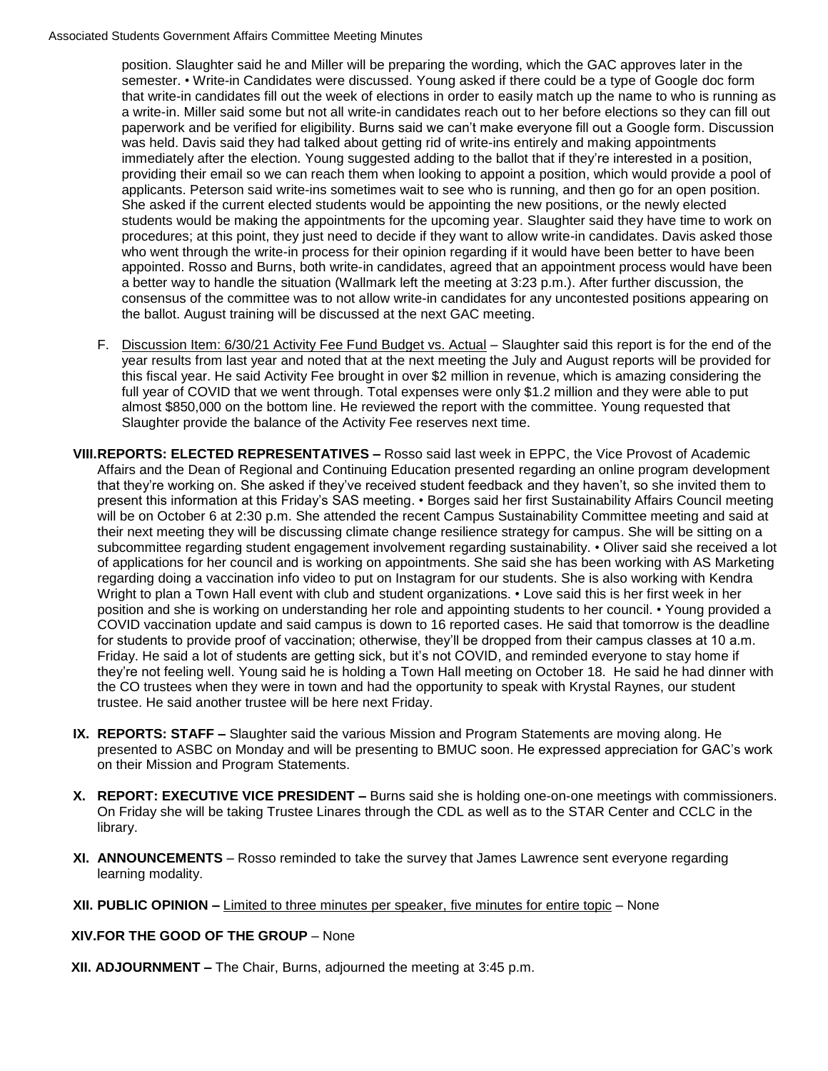position. Slaughter said he and Miller will be preparing the wording, which the GAC approves later in the semester. • Write-in Candidates were discussed. Young asked if there could be a type of Google doc form that write-in candidates fill out the week of elections in order to easily match up the name to who is running as a write-in. Miller said some but not all write-in candidates reach out to her before elections so they can fill out paperwork and be verified for eligibility. Burns said we can't make everyone fill out a Google form. Discussion was held. Davis said they had talked about getting rid of write-ins entirely and making appointments immediately after the election. Young suggested adding to the ballot that if they're interested in a position, providing their email so we can reach them when looking to appoint a position, which would provide a pool of applicants. Peterson said write-ins sometimes wait to see who is running, and then go for an open position. She asked if the current elected students would be appointing the new positions, or the newly elected students would be making the appointments for the upcoming year. Slaughter said they have time to work on procedures; at this point, they just need to decide if they want to allow write-in candidates. Davis asked those who went through the write-in process for their opinion regarding if it would have been better to have been appointed. Rosso and Burns, both write-in candidates, agreed that an appointment process would have been a better way to handle the situation (Wallmark left the meeting at 3:23 p.m.). After further discussion, the consensus of the committee was to not allow write-in candidates for any uncontested positions appearing on the ballot. August training will be discussed at the next GAC meeting.

F. Discussion Item: 6/30/21 Activity Fee Fund Budget vs. Actual – Slaughter said this report is for the end of the year results from last year and noted that at the next meeting the July and August reports will be provided for this fiscal year. He said Activity Fee brought in over $2 million in revenue, which is amazing considering the full year of COVID that we went through. Total expenses were only $1.2 million and they were able to put almost $850,000 on the bottom line. He reviewed the report with the committee. Young requested that Slaughter provide the balance of the Activity Fee reserves next time.

**VIII. REPORTS: ELECTED REPRESENTATIVES –** Rosso said last week in EPPC, the Vice Provost of Academic Affairs and the Dean of Regional and Continuing Education presented regarding an online program development that they're working on. She asked if they've received student feedback and they haven't, so she invited them to present this information at this Friday's SAS meeting. • Borges said her first Sustainability Affairs Council meeting will be on October 6 at 2:30 p.m. She attended the recent Campus Sustainability Committee meeting and said at their next meeting they will be discussing climate change resilience strategy for campus. She will be sitting on a subcommittee regarding student engagement involvement regarding sustainability. • Oliver said she received a lot of applications for her council and is working on appointments. She said she has been working with AS Marketing regarding doing a vaccination info video to put on Instagram for our students. She is also working with Kendra Wright to plan a Town Hall event with club and student organizations. • Love said this is her first week in her position and she is working on understanding her role and appointing students to her council. • Young provided a COVID vaccination update and said campus is down to 16 reported cases. He said that tomorrow is the deadline for students to provide proof of vaccination; otherwise, they'll be dropped from their campus classes at 10 a.m. Friday. He said a lot of students are getting sick, but it's not COVID, and reminded everyone to stay home if they're not feeling well. Young said he is holding a Town Hall meeting on October 18. He said he had dinner with the CO trustees when they were in town and had the opportunity to speak with Krystal Raynes, our student trustee. He said another trustee will be here next Friday.

**IX. REPORTS: STAFF –** Slaughter said the various Mission and Program Statements are moving along. He presented to ASBC on Monday and will be presenting to BMUC soon. He expressed appreciation for GAC's work on their Mission and Program Statements.

**X. REPORT: EXECUTIVE VICE PRESIDENT –** Burns said she is holding one-on-one meetings with commissioners. On Friday she will be taking Trustee Linares through the CDL as well as to the STAR Center and CCLC in the library.

**XI. ANNOUNCEMENTS** – Rosso reminded to take the survey that James Lawrence sent everyone regarding learning modality.

**XII. PUBLIC OPINION –** Limited to three minutes per speaker, five minutes for entire topic – None

**XIV. FOR THE GOOD OF THE GROUP** – None

**XII. ADJOURNMENT –** The Chair, Burns, adjourned the meeting at 3:45 p.m.